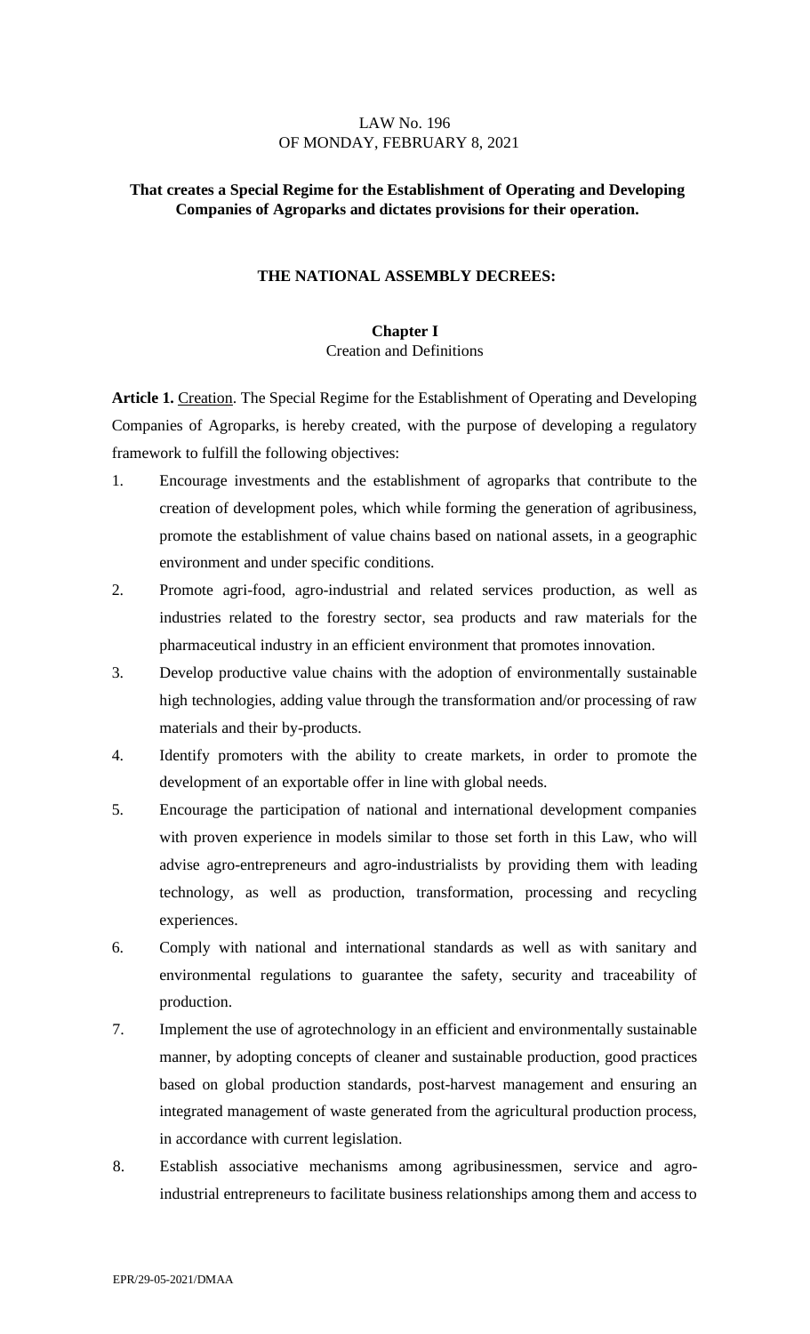LAW No. 196
OF MONDAY, FEBRUARY 8, 2021

**That creates a Special Regime for the Establishment of Operating and Developing Companies of Agroparks and dictates provisions for their operation.**

**THE NATIONAL ASSEMBLY DECREES:**

## Chapter I
Creation and Definitions

**Article 1.** Creation. The Special Regime for the Establishment of Operating and Developing Companies of Agroparks, is hereby created, with the purpose of developing a regulatory framework to fulfill the following objectives:

1. Encourage investments and the establishment of agroparks that contribute to the creation of development poles, which while forming the generation of agribusiness, promote the establishment of value chains based on national assets, in a geographic environment and under specific conditions.
2. Promote agri-food, agro-industrial and related services production, as well as industries related to the forestry sector, sea products and raw materials for the pharmaceutical industry in an efficient environment that promotes innovation.
3. Develop productive value chains with the adoption of environmentally sustainable high technologies, adding value through the transformation and/or processing of raw materials and their by-products.
4. Identify promoters with the ability to create markets, in order to promote the development of an exportable offer in line with global needs.
5. Encourage the participation of national and international development companies with proven experience in models similar to those set forth in this Law, who will advise agro-entrepreneurs and agro-industrialists by providing them with leading technology, as well as production, transformation, processing and recycling experiences.
6. Comply with national and international standards as well as with sanitary and environmental regulations to guarantee the safety, security and traceability of production.
7. Implement the use of agrotechnology in an efficient and environmentally sustainable manner, by adopting concepts of cleaner and sustainable production, good practices based on global production standards, post-harvest management and ensuring an integrated management of waste generated from the agricultural production process, in accordance with current legislation.
8. Establish associative mechanisms among agribusinessmen, service and agro-industrial entrepreneurs to facilitate business relationships among them and access to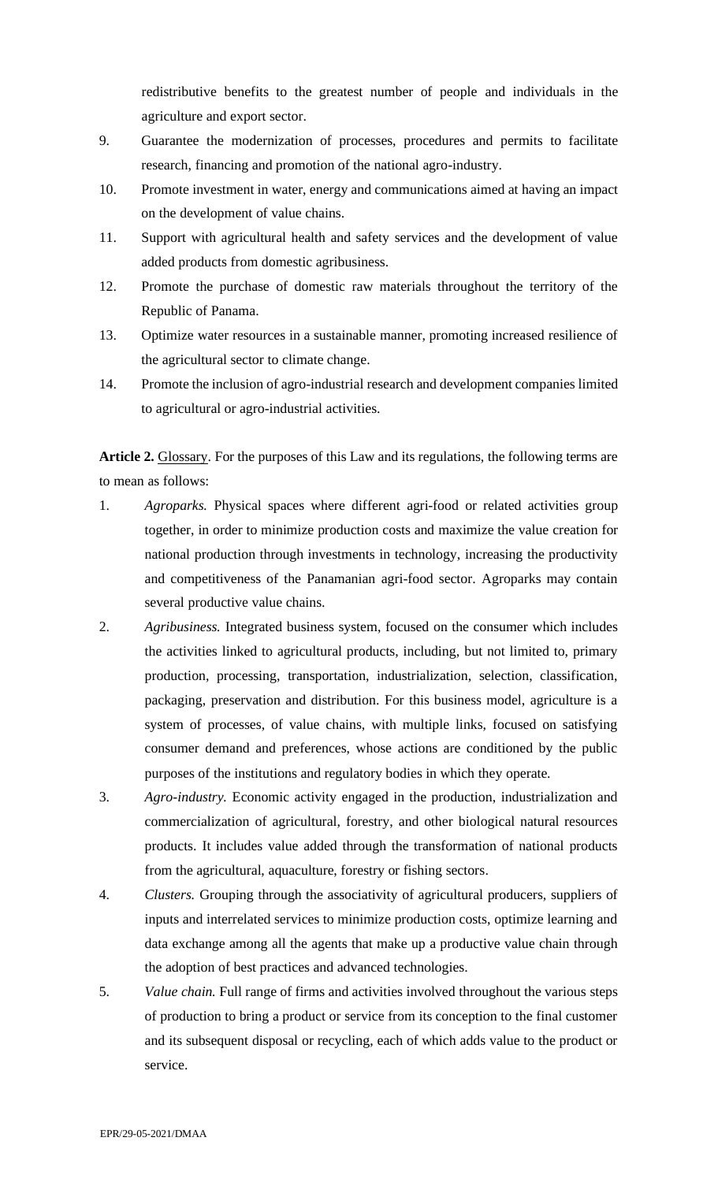redistributive benefits to the greatest number of people and individuals in the agriculture and export sector.

9. Guarantee the modernization of processes, procedures and permits to facilitate research, financing and promotion of the national agro-industry.
10. Promote investment in water, energy and communications aimed at having an impact on the development of value chains.
11. Support with agricultural health and safety services and the development of value added products from domestic agribusiness.
12. Promote the purchase of domestic raw materials throughout the territory of the Republic of Panama.
13. Optimize water resources in a sustainable manner, promoting increased resilience of the agricultural sector to climate change.
14. Promote the inclusion of agro-industrial research and development companies limited to agricultural or agro-industrial activities.

**Article 2.** Glossary. For the purposes of this Law and its regulations, the following terms are to mean as follows:

1. *Agroparks.* Physical spaces where different agri-food or related activities group together, in order to minimize production costs and maximize the value creation for national production through investments in technology, increasing the productivity and competitiveness of the Panamanian agri-food sector. Agroparks may contain several productive value chains.
2. *Agribusiness.* Integrated business system, focused on the consumer which includes the activities linked to agricultural products, including, but not limited to, primary production, processing, transportation, industrialization, selection, classification, packaging, preservation and distribution. For this business model, agriculture is a system of processes, of value chains, with multiple links, focused on satisfying consumer demand and preferences, whose actions are conditioned by the public purposes of the institutions and regulatory bodies in which they operate.
3. *Agro-industry.* Economic activity engaged in the production, industrialization and commercialization of agricultural, forestry, and other biological natural resources products. It includes value added through the transformation of national products from the agricultural, aquaculture, forestry or fishing sectors.
4. *Clusters.* Grouping through the associativity of agricultural producers, suppliers of inputs and interrelated services to minimize production costs, optimize learning and data exchange among all the agents that make up a productive value chain through the adoption of best practices and advanced technologies.
5. *Value chain.* Full range of firms and activities involved throughout the various steps of production to bring a product or service from its conception to the final customer and its subsequent disposal or recycling, each of which adds value to the product or service.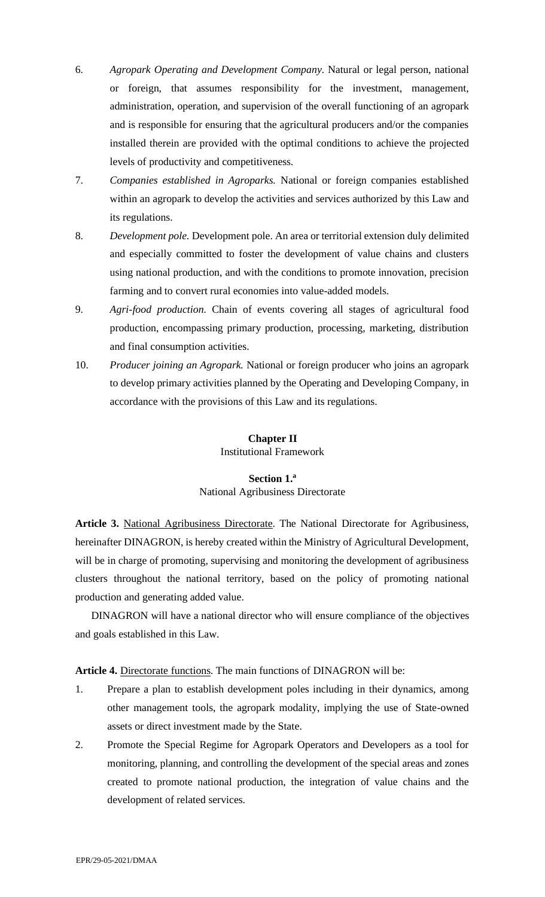6. *Agropark Operating and Development Company*. Natural or legal person, national or foreign, that assumes responsibility for the investment, management, administration, operation, and supervision of the overall functioning of an agropark and is responsible for ensuring that the agricultural producers and/or the companies installed therein are provided with the optimal conditions to achieve the projected levels of productivity and competitiveness.
7. *Companies established in Agroparks.* National or foreign companies established within an agropark to develop the activities and services authorized by this Law and its regulations.
8. *Development pole.* Development pole. An area or territorial extension duly delimited and especially committed to foster the development of value chains and clusters using national production, and with the conditions to promote innovation, precision farming and to convert rural economies into value-added models.
9. *Agri-food production.* Chain of events covering all stages of agricultural food production, encompassing primary production, processing, marketing, distribution and final consumption activities.
10. *Producer joining an Agropark.* National or foreign producer who joins an agropark to develop primary activities planned by the Operating and Developing Company, in accordance with the provisions of this Law and its regulations.

## Chapter II
Institutional Framework

### Section 1.ª
National Agribusiness Directorate

**Article 3.** National Agribusiness Directorate. The National Directorate for Agribusiness, hereinafter DINAGRON, is hereby created within the Ministry of Agricultural Development, will be in charge of promoting, supervising and monitoring the development of agribusiness clusters throughout the national territory, based on the policy of promoting national production and generating added value.

DINAGRON will have a national director who will ensure compliance of the objectives and goals established in this Law.

**Article 4.** Directorate functions. The main functions of DINAGRON will be:

1. Prepare a plan to establish development poles including in their dynamics, among other management tools, the agropark modality, implying the use of State-owned assets or direct investment made by the State.
2. Promote the Special Regime for Agropark Operators and Developers as a tool for monitoring, planning, and controlling the development of the special areas and zones created to promote national production, the integration of value chains and the development of related services.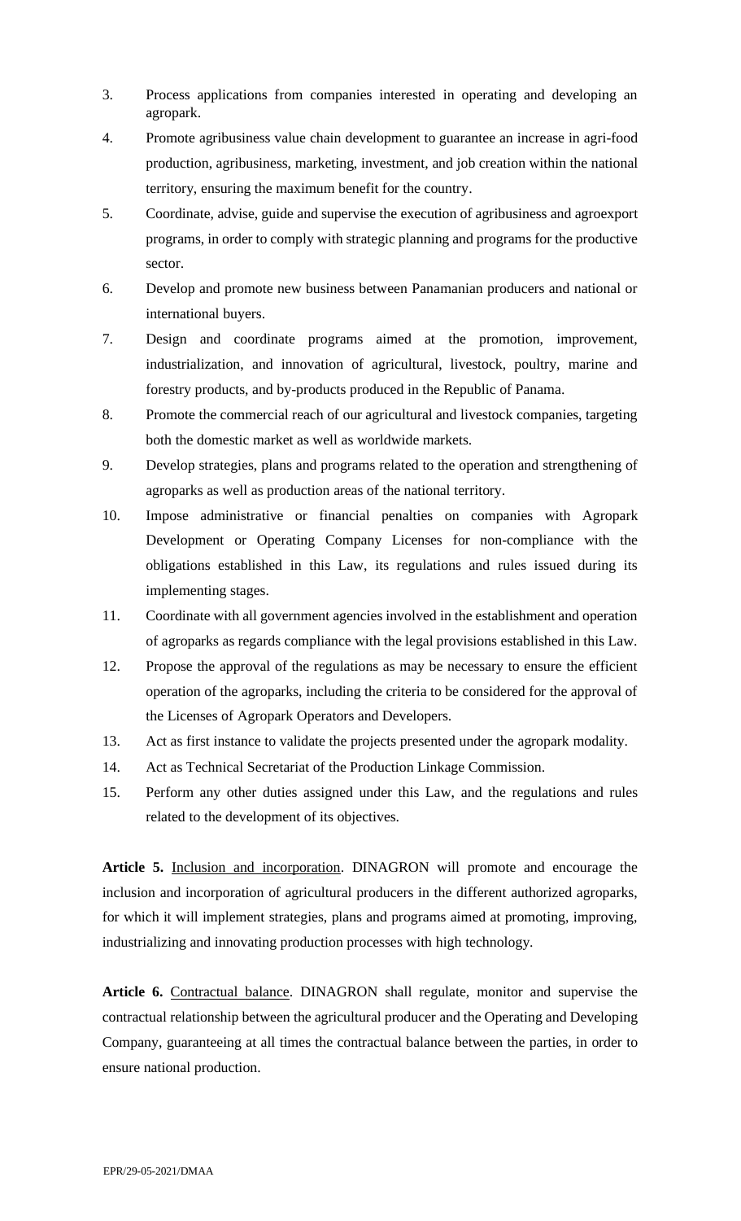3. Process applications from companies interested in operating and developing an agropark.
4. Promote agribusiness value chain development to guarantee an increase in agri-food production, agribusiness, marketing, investment, and job creation within the national territory, ensuring the maximum benefit for the country.
5. Coordinate, advise, guide and supervise the execution of agribusiness and agroexport programs, in order to comply with strategic planning and programs for the productive sector.
6. Develop and promote new business between Panamanian producers and national or international buyers.
7. Design and coordinate programs aimed at the promotion, improvement, industrialization, and innovation of agricultural, livestock, poultry, marine and forestry products, and by-products produced in the Republic of Panama.
8. Promote the commercial reach of our agricultural and livestock companies, targeting both the domestic market as well as worldwide markets.
9. Develop strategies, plans and programs related to the operation and strengthening of agroparks as well as production areas of the national territory.
10. Impose administrative or financial penalties on companies with Agropark Development or Operating Company Licenses for non-compliance with the obligations established in this Law, its regulations and rules issued during its implementing stages.
11. Coordinate with all government agencies involved in the establishment and operation of agroparks as regards compliance with the legal provisions established in this Law.
12. Propose the approval of the regulations as may be necessary to ensure the efficient operation of the agroparks, including the criteria to be considered for the approval of the Licenses of Agropark Operators and Developers.
13. Act as first instance to validate the projects presented under the agropark modality.
14. Act as Technical Secretariat of the Production Linkage Commission.
15. Perform any other duties assigned under this Law, and the regulations and rules related to the development of its objectives.

**Article 5.** Inclusion and incorporation. DINAGRON will promote and encourage the inclusion and incorporation of agricultural producers in the different authorized agroparks, for which it will implement strategies, plans and programs aimed at promoting, improving, industrializing and innovating production processes with high technology.

**Article 6.** Contractual balance. DINAGRON shall regulate, monitor and supervise the contractual relationship between the agricultural producer and the Operating and Developing Company, guaranteeing at all times the contractual balance between the parties, in order to ensure national production.

EPR/29-05-2021/DMAA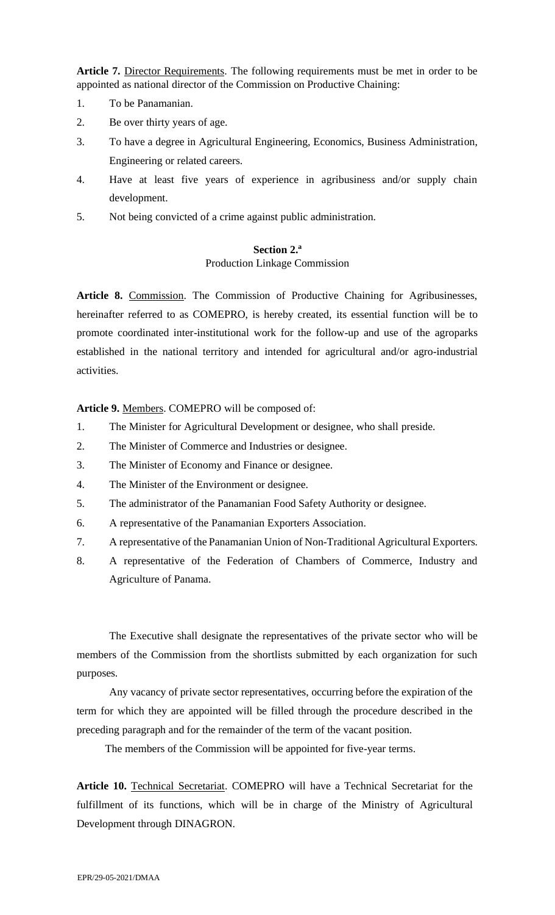**Article 7.** Director Requirements. The following requirements must be met in order to be appointed as national director of the Commission on Productive Chaining:

1. To be Panamanian.
2. Be over thirty years of age.
3. To have a degree in Agricultural Engineering, Economics, Business Administration, Engineering or related careers.
4. Have at least five years of experience in agribusiness and/or supply chain development.
5. Not being convicted of a crime against public administration.

### Section 2.ª

Production Linkage Commission

**Article 8.** Commission. The Commission of Productive Chaining for Agribusinesses, hereinafter referred to as COMEPRO, is hereby created, its essential function will be to promote coordinated inter-institutional work for the follow-up and use of the agroparks established in the national territory and intended for agricultural and/or agro-industrial activities.

**Article 9.** Members. COMEPRO will be composed of:

1. The Minister for Agricultural Development or designee, who shall preside.
2. The Minister of Commerce and Industries or designee.
3. The Minister of Economy and Finance or designee.
4. The Minister of the Environment or designee.
5. The administrator of the Panamanian Food Safety Authority or designee.
6. A representative of the Panamanian Exporters Association.
7. A representative of the Panamanian Union of Non-Traditional Agricultural Exporters.
8. A representative of the Federation of Chambers of Commerce, Industry and Agriculture of Panama.

The Executive shall designate the representatives of the private sector who will be members of the Commission from the shortlists submitted by each organization for such purposes.

Any vacancy of private sector representatives, occurring before the expiration of the term for which they are appointed will be filled through the procedure described in the preceding paragraph and for the remainder of the term of the vacant position.

The members of the Commission will be appointed for five-year terms.

**Article 10.** Technical Secretariat. COMEPRO will have a Technical Secretariat for the fulfillment of its functions, which will be in charge of the Ministry of Agricultural Development through DINAGRON.

EPR/29-05-2021/DMAA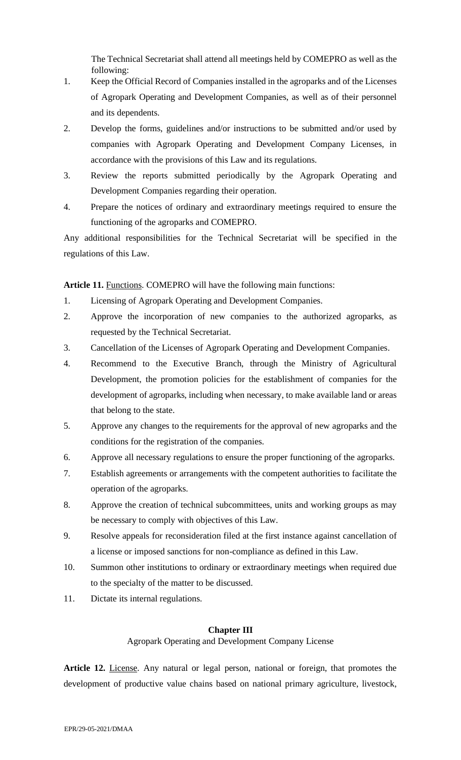The Technical Secretariat shall attend all meetings held by COMEPRO as well as the following:

1. Keep the Official Record of Companies installed in the agroparks and of the Licenses of Agropark Operating and Development Companies, as well as of their personnel and its dependents.
2. Develop the forms, guidelines and/or instructions to be submitted and/or used by companies with Agropark Operating and Development Company Licenses, in accordance with the provisions of this Law and its regulations.
3. Review the reports submitted periodically by the Agropark Operating and Development Companies regarding their operation.
4. Prepare the notices of ordinary and extraordinary meetings required to ensure the functioning of the agroparks and COMEPRO.

Any additional responsibilities for the Technical Secretariat will be specified in the regulations of this Law.

**Article 11.** Functions. COMEPRO will have the following main functions:

1. Licensing of Agropark Operating and Development Companies.
2. Approve the incorporation of new companies to the authorized agroparks, as requested by the Technical Secretariat.
3. Cancellation of the Licenses of Agropark Operating and Development Companies.
4. Recommend to the Executive Branch, through the Ministry of Agricultural Development, the promotion policies for the establishment of companies for the development of agroparks, including when necessary, to make available land or areas that belong to the state.
5. Approve any changes to the requirements for the approval of new agroparks and the conditions for the registration of the companies.
6. Approve all necessary regulations to ensure the proper functioning of the agroparks.
7. Establish agreements or arrangements with the competent authorities to facilitate the operation of the agroparks.
8. Approve the creation of technical subcommittees, units and working groups as may be necessary to comply with objectives of this Law.
9. Resolve appeals for reconsideration filed at the first instance against cancellation of a license or imposed sanctions for non-compliance as defined in this Law.
10. Summon other institutions to ordinary or extraordinary meetings when required due to the specialty of the matter to be discussed.
11. Dictate its internal regulations.

## Chapter III

Agropark Operating and Development Company License

**Article 12.** License. Any natural or legal person, national or foreign, that promotes the development of productive value chains based on national primary agriculture, livestock,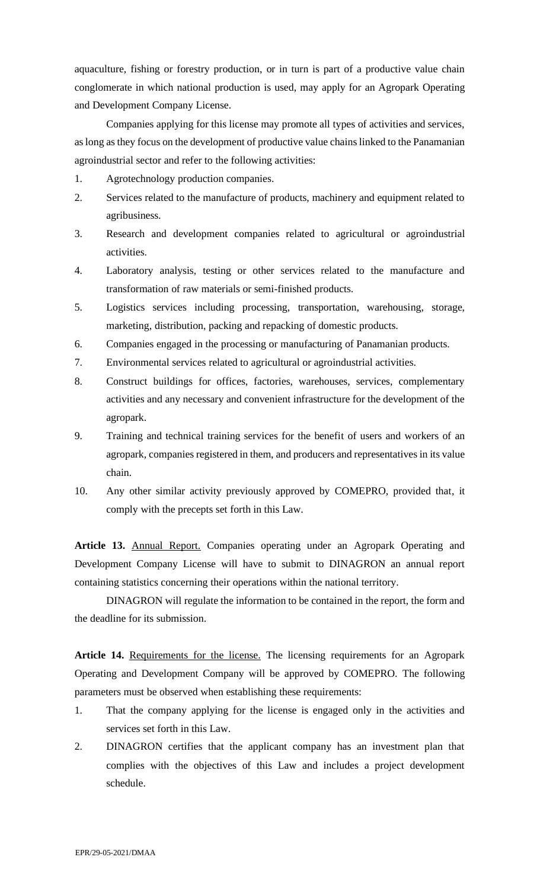aquaculture, fishing or forestry production, or in turn is part of a productive value chain conglomerate in which national production is used, may apply for an Agropark Operating and Development Company License.

Companies applying for this license may promote all types of activities and services, as long as they focus on the development of productive value chains linked to the Panamanian agroindustrial sector and refer to the following activities:

1. Agrotechnology production companies.
2. Services related to the manufacture of products, machinery and equipment related to agribusiness.
3. Research and development companies related to agricultural or agroindustrial activities.
4. Laboratory analysis, testing or other services related to the manufacture and transformation of raw materials or semi-finished products.
5. Logistics services including processing, transportation, warehousing, storage, marketing, distribution, packing and repacking of domestic products.
6. Companies engaged in the processing or manufacturing of Panamanian products.
7. Environmental services related to agricultural or agroindustrial activities.
8. Construct buildings for offices, factories, warehouses, services, complementary activities and any necessary and convenient infrastructure for the development of the agropark.
9. Training and technical training services for the benefit of users and workers of an agropark, companies registered in them, and producers and representatives in its value chain.
10. Any other similar activity previously approved by COMEPRO, provided that, it comply with the precepts set forth in this Law.

**Article 13.** Annual Report. Companies operating under an Agropark Operating and Development Company License will have to submit to DINAGRON an annual report containing statistics concerning their operations within the national territory.

DINAGRON will regulate the information to be contained in the report, the form and the deadline for its submission.

**Article 14.** Requirements for the license. The licensing requirements for an Agropark Operating and Development Company will be approved by COMEPRO. The following parameters must be observed when establishing these requirements:

1. That the company applying for the license is engaged only in the activities and services set forth in this Law.
2. DINAGRON certifies that the applicant company has an investment plan that complies with the objectives of this Law and includes a project development schedule.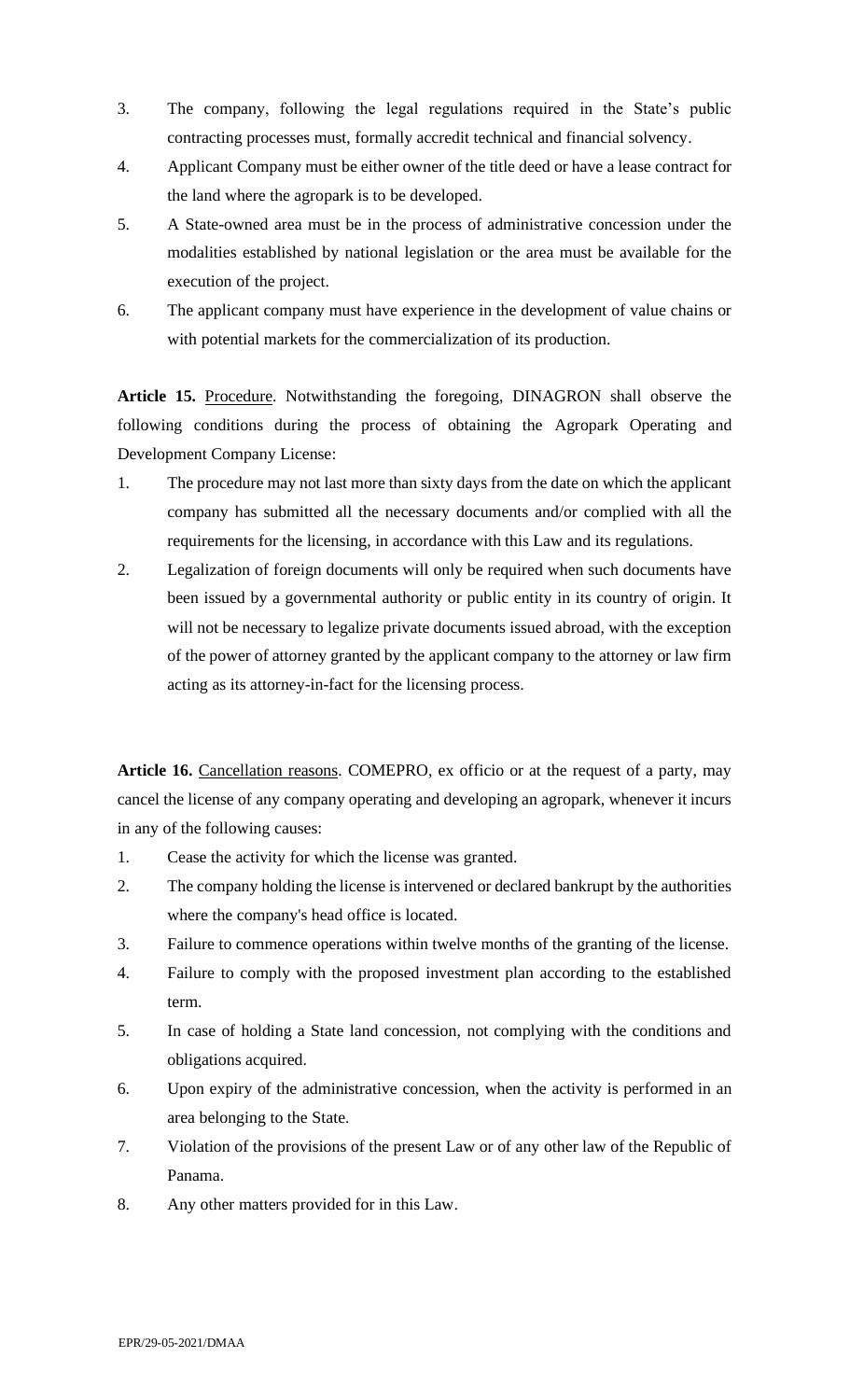3. The company, following the legal regulations required in the State's public contracting processes must, formally accredit technical and financial solvency.
4. Applicant Company must be either owner of the title deed or have a lease contract for the land where the agropark is to be developed.
5. A State-owned area must be in the process of administrative concession under the modalities established by national legislation or the area must be available for the execution of the project.
6. The applicant company must have experience in the development of value chains or with potential markets for the commercialization of its production.

**Article 15.** Procedure. Notwithstanding the foregoing, DINAGRON shall observe the following conditions during the process of obtaining the Agropark Operating and Development Company License:

1. The procedure may not last more than sixty days from the date on which the applicant company has submitted all the necessary documents and/or complied with all the requirements for the licensing, in accordance with this Law and its regulations.
2. Legalization of foreign documents will only be required when such documents have been issued by a governmental authority or public entity in its country of origin. It will not be necessary to legalize private documents issued abroad, with the exception of the power of attorney granted by the applicant company to the attorney or law firm acting as its attorney-in-fact for the licensing process.

**Article 16.** Cancellation reasons. COMEPRO, ex officio or at the request of a party, may cancel the license of any company operating and developing an agropark, whenever it incurs in any of the following causes:

1. Cease the activity for which the license was granted.
2. The company holding the license is intervened or declared bankrupt by the authorities where the company's head office is located.
3. Failure to commence operations within twelve months of the granting of the license.
4. Failure to comply with the proposed investment plan according to the established term.
5. In case of holding a State land concession, not complying with the conditions and obligations acquired.
6. Upon expiry of the administrative concession, when the activity is performed in an area belonging to the State.
7. Violation of the provisions of the present Law or of any other law of the Republic of Panama.
8. Any other matters provided for in this Law.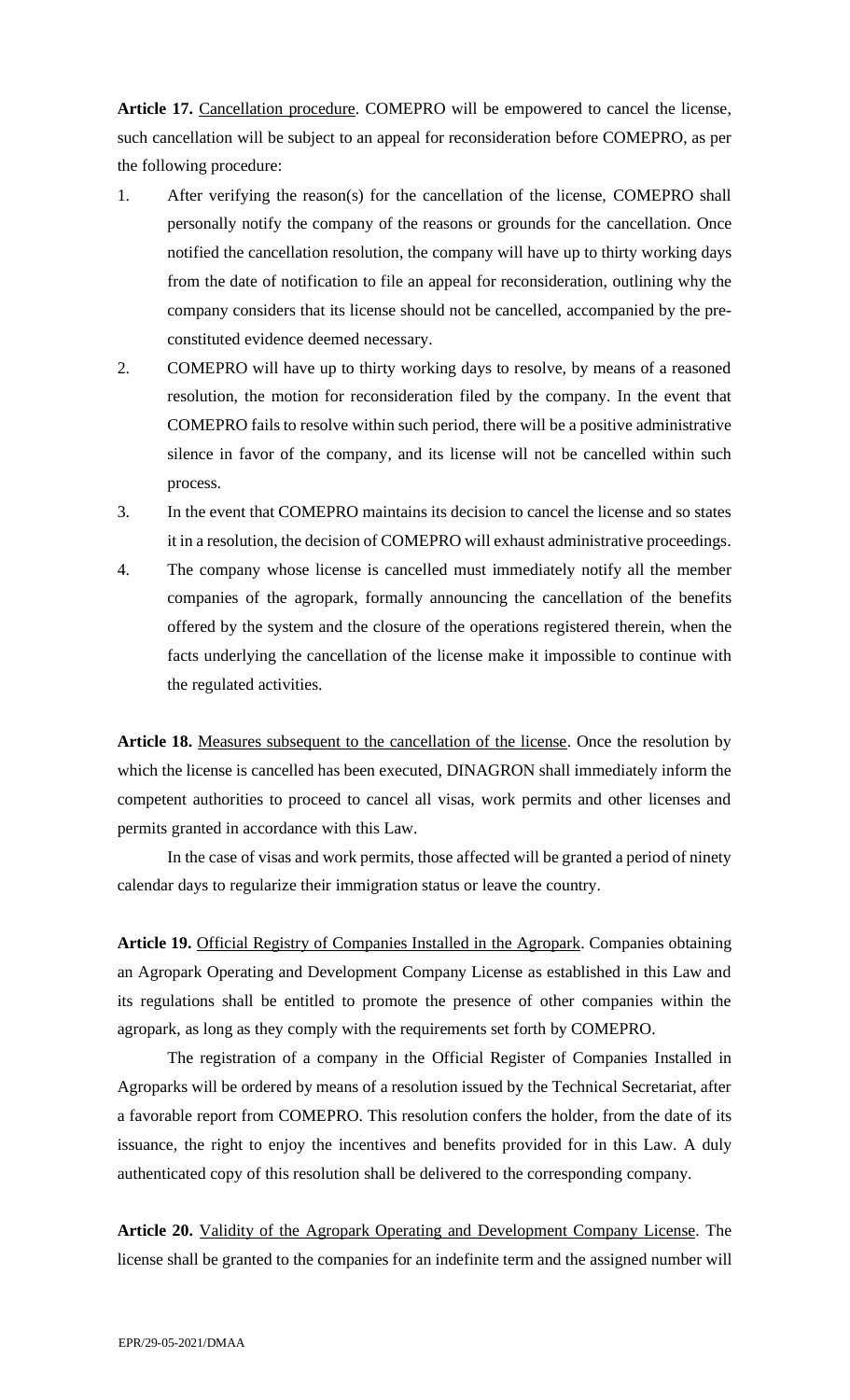**Article 17.** Cancellation procedure. COMEPRO will be empowered to cancel the license, such cancellation will be subject to an appeal for reconsideration before COMEPRO, as per the following procedure:

1. After verifying the reason(s) for the cancellation of the license, COMEPRO shall personally notify the company of the reasons or grounds for the cancellation. Once notified the cancellation resolution, the company will have up to thirty working days from the date of notification to file an appeal for reconsideration, outlining why the company considers that its license should not be cancelled, accompanied by the pre-constituted evidence deemed necessary.
2. COMEPRO will have up to thirty working days to resolve, by means of a reasoned resolution, the motion for reconsideration filed by the company. In the event that COMEPRO fails to resolve within such period, there will be a positive administrative silence in favor of the company, and its license will not be cancelled within such process.
3. In the event that COMEPRO maintains its decision to cancel the license and so states it in a resolution, the decision of COMEPRO will exhaust administrative proceedings.
4. The company whose license is cancelled must immediately notify all the member companies of the agropark, formally announcing the cancellation of the benefits offered by the system and the closure of the operations registered therein, when the facts underlying the cancellation of the license make it impossible to continue with the regulated activities.

**Article 18.** Measures subsequent to the cancellation of the license. Once the resolution by which the license is cancelled has been executed, DINAGRON shall immediately inform the competent authorities to proceed to cancel all visas, work permits and other licenses and permits granted in accordance with this Law.

In the case of visas and work permits, those affected will be granted a period of ninety calendar days to regularize their immigration status or leave the country.

**Article 19.** Official Registry of Companies Installed in the Agropark. Companies obtaining an Agropark Operating and Development Company License as established in this Law and its regulations shall be entitled to promote the presence of other companies within the agropark, as long as they comply with the requirements set forth by COMEPRO.

The registration of a company in the Official Register of Companies Installed in Agroparks will be ordered by means of a resolution issued by the Technical Secretariat, after a favorable report from COMEPRO. This resolution confers the holder, from the date of its issuance, the right to enjoy the incentives and benefits provided for in this Law. A duly authenticated copy of this resolution shall be delivered to the corresponding company.

**Article 20.** Validity of the Agropark Operating and Development Company License. The license shall be granted to the companies for an indefinite term and the assigned number will

EPR/29-05-2021/DMAA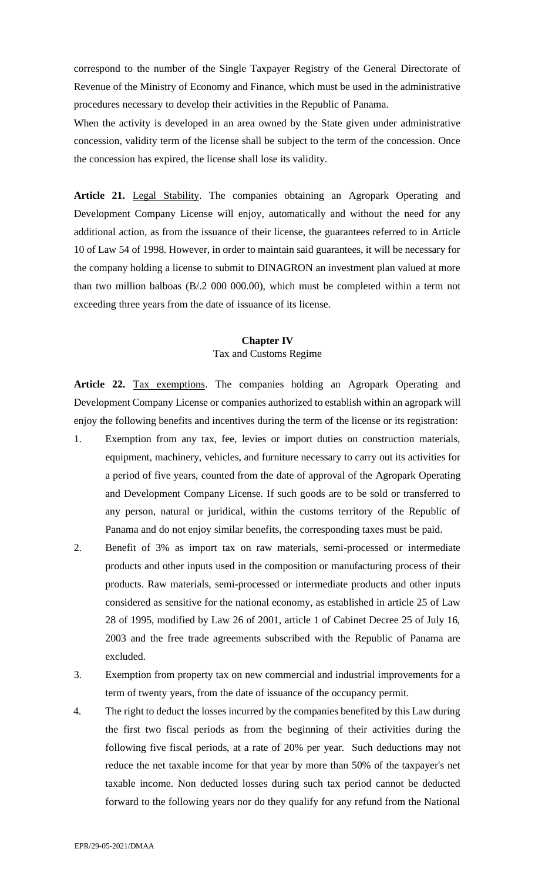correspond to the number of the Single Taxpayer Registry of the General Directorate of Revenue of the Ministry of Economy and Finance, which must be used in the administrative procedures necessary to develop their activities in the Republic of Panama.

When the activity is developed in an area owned by the State given under administrative concession, validity term of the license shall be subject to the term of the concession. Once the concession has expired, the license shall lose its validity.

**Article 21.** Legal Stability. The companies obtaining an Agropark Operating and Development Company License will enjoy, automatically and without the need for any additional action, as from the issuance of their license, the guarantees referred to in Article 10 of Law 54 of 1998. However, in order to maintain said guarantees, it will be necessary for the company holding a license to submit to DINAGRON an investment plan valued at more than two million balboas (B/.2 000 000.00), which must be completed within a term not exceeding three years from the date of issuance of its license.

## Chapter IV

### Tax and Customs Regime

**Article 22.** Tax exemptions. The companies holding an Agropark Operating and Development Company License or companies authorized to establish within an agropark will enjoy the following benefits and incentives during the term of the license or its registration:

1. Exemption from any tax, fee, levies or import duties on construction materials, equipment, machinery, vehicles, and furniture necessary to carry out its activities for a period of five years, counted from the date of approval of the Agropark Operating and Development Company License. If such goods are to be sold or transferred to any person, natural or juridical, within the customs territory of the Republic of Panama and do not enjoy similar benefits, the corresponding taxes must be paid.
2. Benefit of 3% as import tax on raw materials, semi-processed or intermediate products and other inputs used in the composition or manufacturing process of their products. Raw materials, semi-processed or intermediate products and other inputs considered as sensitive for the national economy, as established in article 25 of Law 28 of 1995, modified by Law 26 of 2001, article 1 of Cabinet Decree 25 of July 16, 2003 and the free trade agreements subscribed with the Republic of Panama are excluded.
3. Exemption from property tax on new commercial and industrial improvements for a term of twenty years, from the date of issuance of the occupancy permit.
4. The right to deduct the losses incurred by the companies benefited by this Law during the first two fiscal periods as from the beginning of their activities during the following five fiscal periods, at a rate of 20% per year. Such deductions may not reduce the net taxable income for that year by more than 50% of the taxpayer's net taxable income. Non deducted losses during such tax period cannot be deducted forward to the following years nor do they qualify for any refund from the National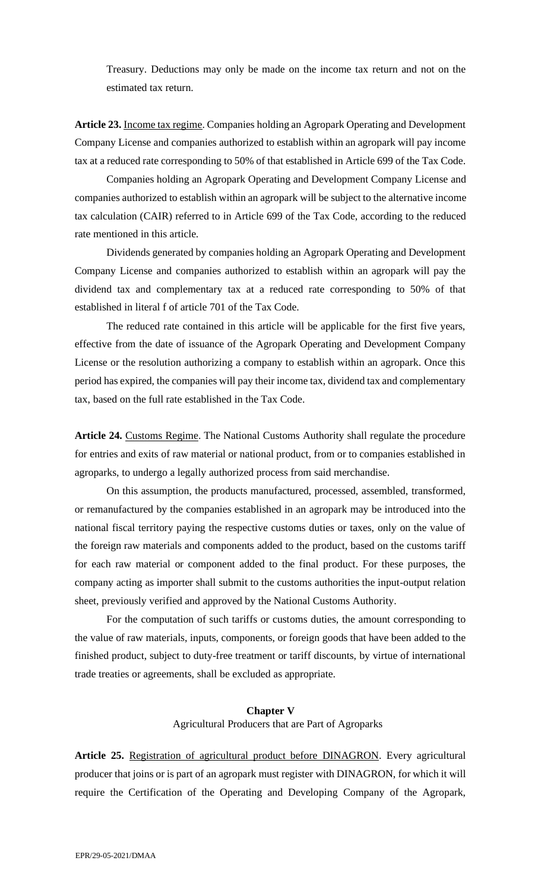Treasury. Deductions may only be made on the income tax return and not on the estimated tax return.

**Article 23.** Income tax regime. Companies holding an Agropark Operating and Development Company License and companies authorized to establish within an agropark will pay income tax at a reduced rate corresponding to 50% of that established in Article 699 of the Tax Code.

Companies holding an Agropark Operating and Development Company License and companies authorized to establish within an agropark will be subject to the alternative income tax calculation (CAIR) referred to in Article 699 of the Tax Code, according to the reduced rate mentioned in this article.

Dividends generated by companies holding an Agropark Operating and Development Company License and companies authorized to establish within an agropark will pay the dividend tax and complementary tax at a reduced rate corresponding to 50% of that established in literal f of article 701 of the Tax Code.

The reduced rate contained in this article will be applicable for the first five years, effective from the date of issuance of the Agropark Operating and Development Company License or the resolution authorizing a company to establish within an agropark. Once this period has expired, the companies will pay their income tax, dividend tax and complementary tax, based on the full rate established in the Tax Code.

**Article 24.** Customs Regime. The National Customs Authority shall regulate the procedure for entries and exits of raw material or national product, from or to companies established in agroparks, to undergo a legally authorized process from said merchandise.

On this assumption, the products manufactured, processed, assembled, transformed, or remanufactured by the companies established in an agropark may be introduced into the national fiscal territory paying the respective customs duties or taxes, only on the value of the foreign raw materials and components added to the product, based on the customs tariff for each raw material or component added to the final product. For these purposes, the company acting as importer shall submit to the customs authorities the input-output relation sheet, previously verified and approved by the National Customs Authority.

For the computation of such tariffs or customs duties, the amount corresponding to the value of raw materials, inputs, components, or foreign goods that have been added to the finished product, subject to duty-free treatment or tariff discounts, by virtue of international trade treaties or agreements, shall be excluded as appropriate.

## Chapter V
### Agricultural Producers that are Part of Agroparks

**Article 25.** Registration of agricultural product before DINAGRON. Every agricultural producer that joins or is part of an agropark must register with DINAGRON, for which it will require the Certification of the Operating and Developing Company of the Agropark,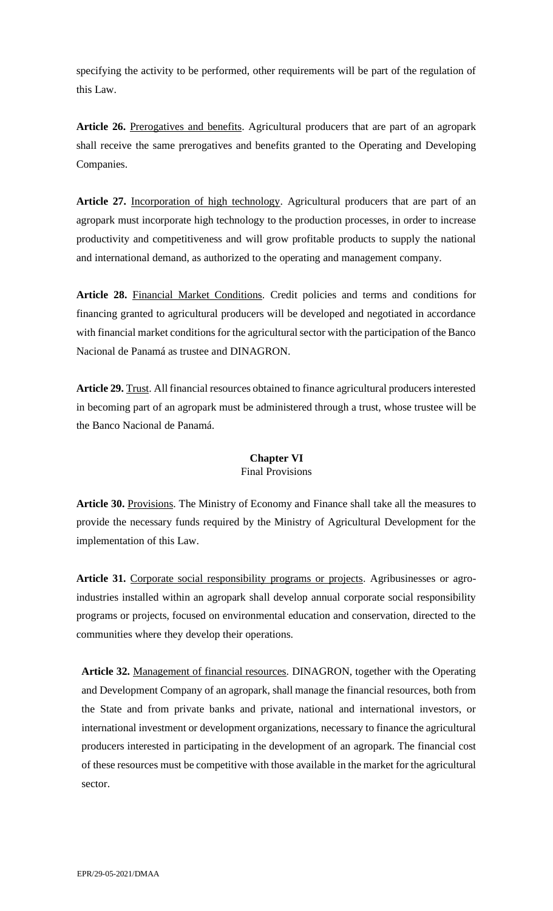specifying the activity to be performed, other requirements will be part of the regulation of this Law.

**Article 26.** Prerogatives and benefits. Agricultural producers that are part of an agropark shall receive the same prerogatives and benefits granted to the Operating and Developing Companies.

**Article 27.** Incorporation of high technology. Agricultural producers that are part of an agropark must incorporate high technology to the production processes, in order to increase productivity and competitiveness and will grow profitable products to supply the national and international demand, as authorized to the operating and management company.

**Article 28.** Financial Market Conditions. Credit policies and terms and conditions for financing granted to agricultural producers will be developed and negotiated in accordance with financial market conditions for the agricultural sector with the participation of the Banco Nacional de Panamá as trustee and DINAGRON.

**Article 29.** Trust. All financial resources obtained to finance agricultural producers interested in becoming part of an agropark must be administered through a trust, whose trustee will be the Banco Nacional de Panamá.

## Chapter VI
Final Provisions

**Article 30.** Provisions. The Ministry of Economy and Finance shall take all the measures to provide the necessary funds required by the Ministry of Agricultural Development for the implementation of this Law.

**Article 31.** Corporate social responsibility programs or projects. Agribusinesses or agro-industries installed within an agropark shall develop annual corporate social responsibility programs or projects, focused on environmental education and conservation, directed to the communities where they develop their operations.

**Article 32.** Management of financial resources. DINAGRON, together with the Operating and Development Company of an agropark, shall manage the financial resources, both from the State and from private banks and private, national and international investors, or international investment or development organizations, necessary to finance the agricultural producers interested in participating in the development of an agropark. The financial cost of these resources must be competitive with those available in the market for the agricultural sector.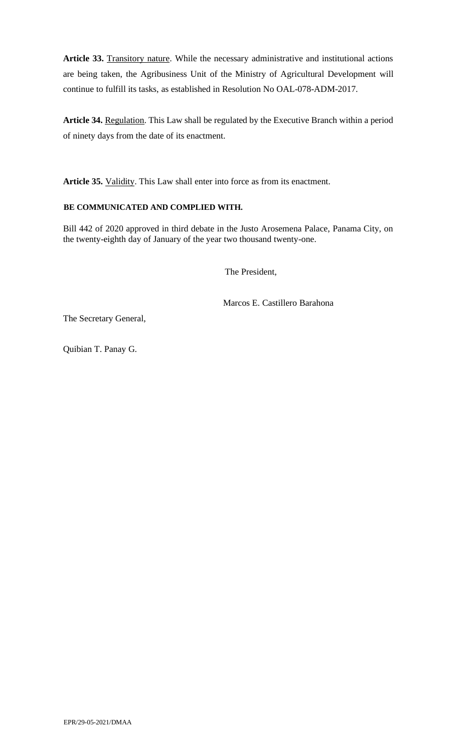**Article 33.** Transitory nature. While the necessary administrative and institutional actions are being taken, the Agribusiness Unit of the Ministry of Agricultural Development will continue to fulfill its tasks, as established in Resolution No OAL-078-ADM-2017.

**Article 34.** Regulation. This Law shall be regulated by the Executive Branch within a period of ninety days from the date of its enactment.

**Article 35.** Validity. This Law shall enter into force as from its enactment.

**BE COMMUNICATED AND COMPLIED WITH.**

Bill 442 of 2020 approved in third debate in the Justo Arosemena Palace, Panama City, on the twenty-eighth day of January of the year two thousand twenty-one.

The President,

Marcos E. Castillero Barahona

The Secretary General,

Quibian T. Panay G.

EPR/29-05-2021/DMAA